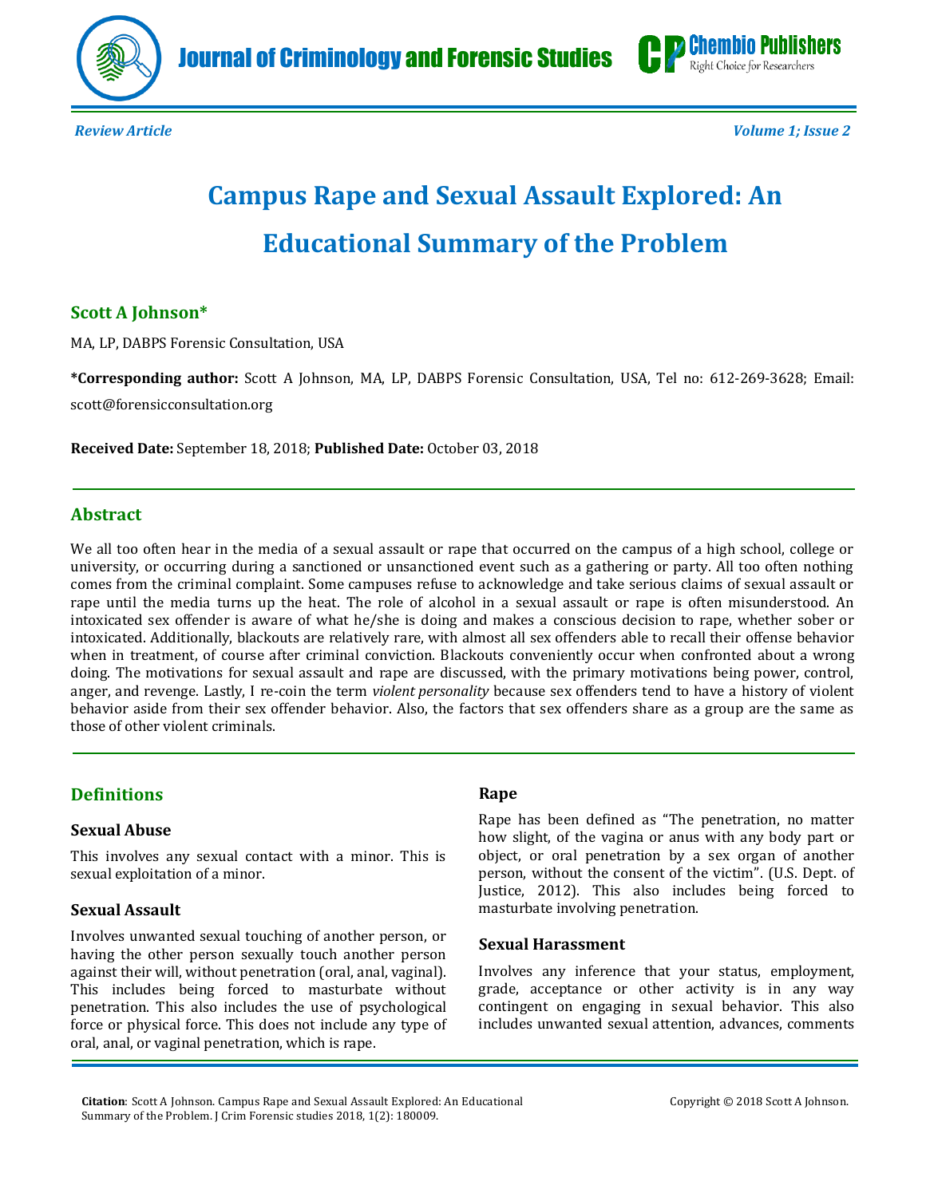*Review Article*

# Campus Rape and Sexual Assault Explored: An Educational Summary of the Problem

**Scott A Johnson***

MA, LP, DABPS Forensic Consultation, USA

**\*Corresponding author:** Scott A Johnson, MA, LP, DABPS Forensic Consultation, USA, Tel no: 612-269-3628; Email: scott@forensicconsultation.org

**Received Date:** September 18, 2018; **Published Date:** October 03, 2018

## Abstract

We all too often hear in the media of a sexual assault or rape that occurred on the campus of a high school, college or university, or occurring during a sanctioned or unsanctioned event such as a gathering or party. All too often nothing comes from the criminal complaint. Some campuses refuse to acknowledge and take serious claims of sexual assault or rape until the media turns up the heat. The role of alcohol in a sexual assault or rape is often misunderstood. An intoxicated sex offender is aware of what he/she is doing and makes a conscious decision to rape, whether sober or intoxicated. Additionally, blackouts are relatively rare, with almost all sex offenders able to recall their offense behavior when in treatment, of course after criminal conviction. Blackouts conveniently occur when confronted about a wrong doing. The motivations for sexual assault and rape are discussed, with the primary motivations being power, control, anger, and revenge. Lastly, I re-coin the term *violent personality* because sex offenders tend to have a history of violent behavior aside from their sex offender behavior. Also, the factors that sex offenders share as a group are the same as those of other violent criminals.

## Definitions

### Sexual Abuse

This involves any sexual contact with a minor. This is sexual exploitation of a minor.

### Sexual Assault

Involves unwanted sexual touching of another person, or having the other person sexually touch another person against their will, without penetration (oral, anal, vaginal). This includes being forced to masturbate without penetration. This also includes the use of psychological force or physical force. This does not include any type of oral, anal, or vaginal penetration, which is rape.

### Rape

Rape has been defined as "The penetration, no matter how slight, of the vagina or anus with any body part or object, or oral penetration by a sex organ of another person, without the consent of the victim". (U.S. Dept. of Justice, 2012). This also includes being forced to masturbate involving penetration.

### Sexual Harassment

Involves any inference that your status, employment, grade, acceptance or other activity is in any way contingent on engaging in sexual behavior. This also includes unwanted sexual attention, advances, comments

**Citation**: Scott A Johnson. Campus Rape and Sexual Assault Explored: An Educational Summary of the Problem. J Crim Forensic studies 2018, 1(2): 180009.

Copyright © 2018 Scott A Johnson.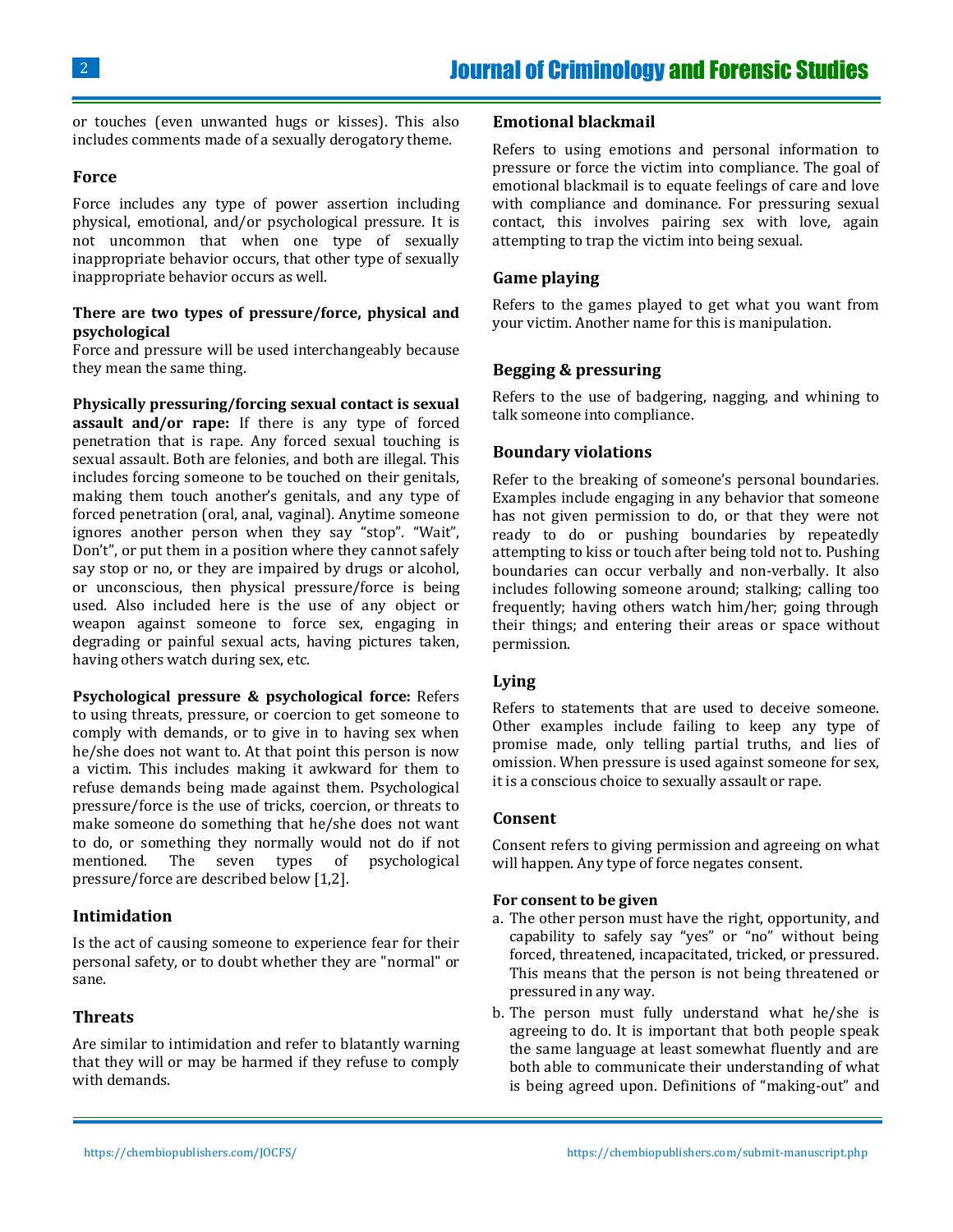or touches (even unwanted hugs or kisses). This also includes comments made of a sexually derogatory theme.

## Force

Force includes any type of power assertion including physical, emotional, and/or psychological pressure. It is not uncommon that when one type of sexually inappropriate behavior occurs, that other type of sexually inappropriate behavior occurs as well.

**There are two types of pressure/force, physical and psychological**

Force and pressure will be used interchangeably because they mean the same thing.

**Physically pressuring/forcing sexual contact is sexual assault and/or rape:** If there is any type of forced penetration that is rape. Any forced sexual touching is sexual assault. Both are felonies, and both are illegal. This includes forcing someone to be touched on their genitals, making them touch another's genitals, and any type of forced penetration (oral, anal, vaginal). Anytime someone ignores another person when they say "stop". "Wait", Don't", or put them in a position where they cannot safely say stop or no, or they are impaired by drugs or alcohol, or unconscious, then physical pressure/force is being used. Also included here is the use of any object or weapon against someone to force sex, engaging in degrading or painful sexual acts, having pictures taken, having others watch during sex, etc.

**Psychological pressure & psychological force:** Refers to using threats, pressure, or coercion to get someone to comply with demands, or to give in to having sex when he/she does not want to. At that point this person is now a victim. This includes making it awkward for them to refuse demands being made against them. Psychological pressure/force is the use of tricks, coercion, or threats to make someone do something that he/she does not want to do, or something they normally would not do if not mentioned. The seven types of psychological pressure/force are described below [1,2].

## Intimidation

Is the act of causing someone to experience fear for their personal safety, or to doubt whether they are "normal" or sane.

## Threats

Are similar to intimidation and refer to blatantly warning that they will or may be harmed if they refuse to comply with demands.

## Emotional blackmail

Refers to using emotions and personal information to pressure or force the victim into compliance. The goal of emotional blackmail is to equate feelings of care and love with compliance and dominance. For pressuring sexual contact, this involves pairing sex with love, again attempting to trap the victim into being sexual.

## Game playing

Refers to the games played to get what you want from your victim. Another name for this is manipulation.

## Begging & pressuring

Refers to the use of badgering, nagging, and whining to talk someone into compliance.

## Boundary violations

Refer to the breaking of someone's personal boundaries. Examples include engaging in any behavior that someone has not given permission to do, or that they were not ready to do or pushing boundaries by repeatedly attempting to kiss or touch after being told not to. Pushing boundaries can occur verbally and non-verbally. It also includes following someone around; stalking; calling too frequently; having others watch him/her; going through their things; and entering their areas or space without permission.

## Lying

Refers to statements that are used to deceive someone. Other examples include failing to keep any type of promise made, only telling partial truths, and lies of omission. When pressure is used against someone for sex, it is a conscious choice to sexually assault or rape.

## Consent

Consent refers to giving permission and agreeing on what will happen. Any type of force negates consent.

**For consent to be given**

a. The other person must have the right, opportunity, and capability to safely say "yes" or "no" without being forced, threatened, incapacitated, tricked, or pressured. This means that the person is not being threatened or pressured in any way.
b. The person must fully understand what he/she is agreeing to do. It is important that both people speak the same language at least somewhat fluently and are both able to communicate their understanding of what is being agreed upon. Definitions of "making-out" and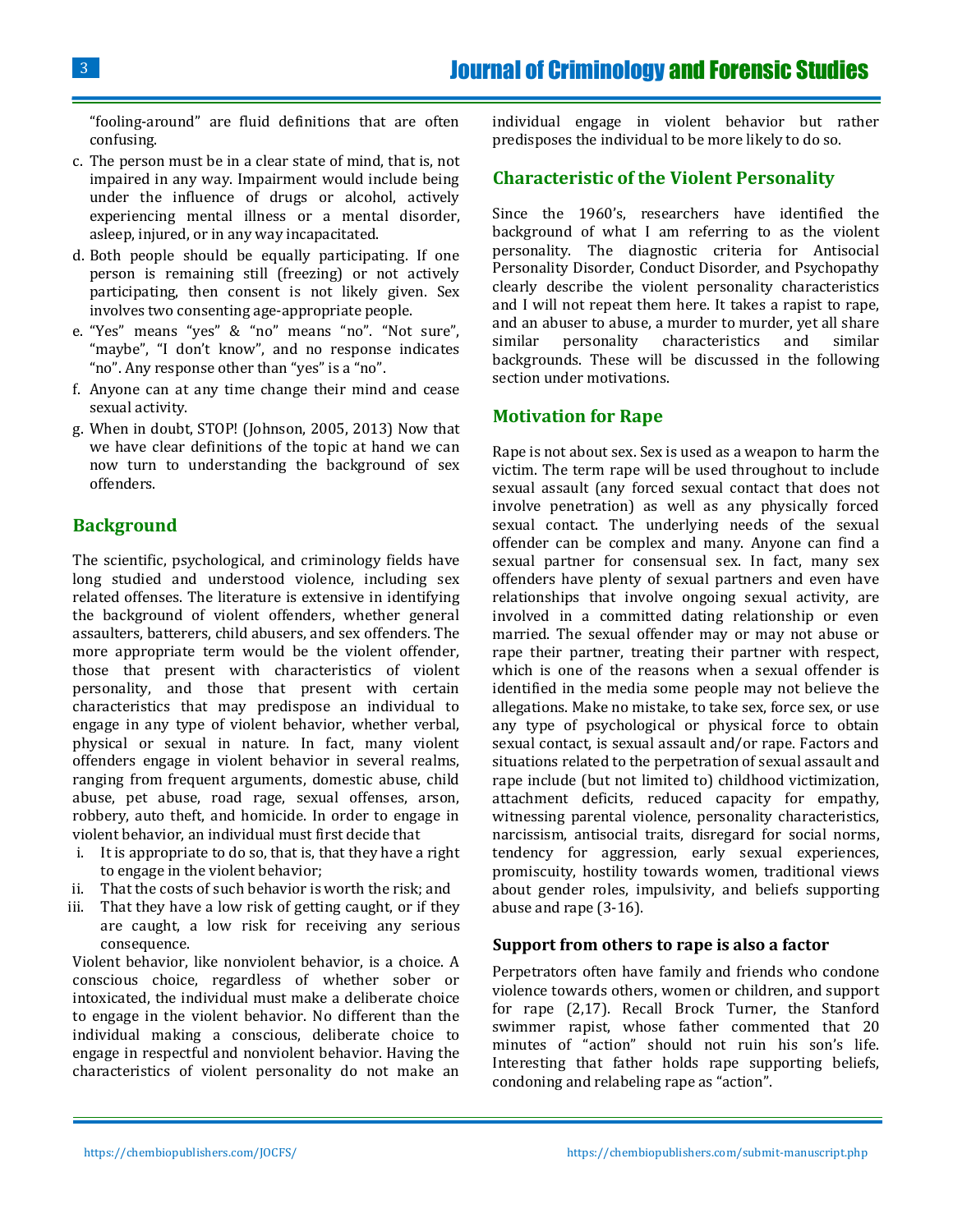"fooling-around" are fluid definitions that are often confusing.

c. The person must be in a clear state of mind, that is, not impaired in any way. Impairment would include being under the influence of drugs or alcohol, actively experiencing mental illness or a mental disorder, asleep, injured, or in any way incapacitated.
d. Both people should be equally participating. If one person is remaining still (freezing) or not actively participating, then consent is not likely given. Sex involves two consenting age-appropriate people.
e. "Yes" means "yes" & "no" means "no". "Not sure", "maybe", "I don't know", and no response indicates "no". Any response other than "yes" is a "no".
f. Anyone can at any time change their mind and cease sexual activity.
g. When in doubt, STOP! (Johnson, 2005, 2013) Now that we have clear definitions of the topic at hand we can now turn to understanding the background of sex offenders.

## Background

The scientific, psychological, and criminology fields have long studied and understood violence, including sex related offenses. The literature is extensive in identifying the background of violent offenders, whether general assaulters, batterers, child abusers, and sex offenders. The more appropriate term would be the violent offender, those that present with characteristics of violent personality, and those that present with certain characteristics that may predispose an individual to engage in any type of violent behavior, whether verbal, physical or sexual in nature. In fact, many violent offenders engage in violent behavior in several realms, ranging from frequent arguments, domestic abuse, child abuse, pet abuse, road rage, sexual offenses, arson, robbery, auto theft, and homicide. In order to engage in violent behavior, an individual must first decide that

i. It is appropriate to do so, that is, that they have a right to engage in the violent behavior;
ii. That the costs of such behavior is worth the risk; and
iii. That they have a low risk of getting caught, or if they are caught, a low risk for receiving any serious consequence.

Violent behavior, like nonviolent behavior, is a choice. A conscious choice, regardless of whether sober or intoxicated, the individual must make a deliberate choice to engage in the violent behavior. No different than the individual making a conscious, deliberate choice to engage in respectful and nonviolent behavior. Having the characteristics of violent personality do not make an individual engage in violent behavior but rather predisposes the individual to be more likely to do so.

## Characteristic of the Violent Personality

Since the 1960's, researchers have identified the background of what I am referring to as the violent personality. The diagnostic criteria for Antisocial Personality Disorder, Conduct Disorder, and Psychopathy clearly describe the violent personality characteristics and I will not repeat them here. It takes a rapist to rape, and an abuser to abuse, a murder to murder, yet all share similar personality characteristics and similar backgrounds. These will be discussed in the following section under motivations.

## Motivation for Rape

Rape is not about sex. Sex is used as a weapon to harm the victim. The term rape will be used throughout to include sexual assault (any forced sexual contact that does not involve penetration) as well as any physically forced sexual contact. The underlying needs of the sexual offender can be complex and many. Anyone can find a sexual partner for consensual sex. In fact, many sex offenders have plenty of sexual partners and even have relationships that involve ongoing sexual activity, are involved in a committed dating relationship or even married. The sexual offender may or may not abuse or rape their partner, treating their partner with respect, which is one of the reasons when a sexual offender is identified in the media some people may not believe the allegations. Make no mistake, to take sex, force sex, or use any type of psychological or physical force to obtain sexual contact, is sexual assault and/or rape. Factors and situations related to the perpetration of sexual assault and rape include (but not limited to) childhood victimization, attachment deficits, reduced capacity for empathy, witnessing parental violence, personality characteristics, narcissism, antisocial traits, disregard for social norms, tendency for aggression, early sexual experiences, promiscuity, hostility towards women, traditional views about gender roles, impulsivity, and beliefs supporting abuse and rape (3-16).

### Support from others to rape is also a factor

Perpetrators often have family and friends who condone violence towards others, women or children, and support for rape (2,17). Recall Brock Turner, the Stanford swimmer rapist, whose father commented that 20 minutes of "action" should not ruin his son's life. Interesting that father holds rape supporting beliefs, condoning and relabeling rape as "action".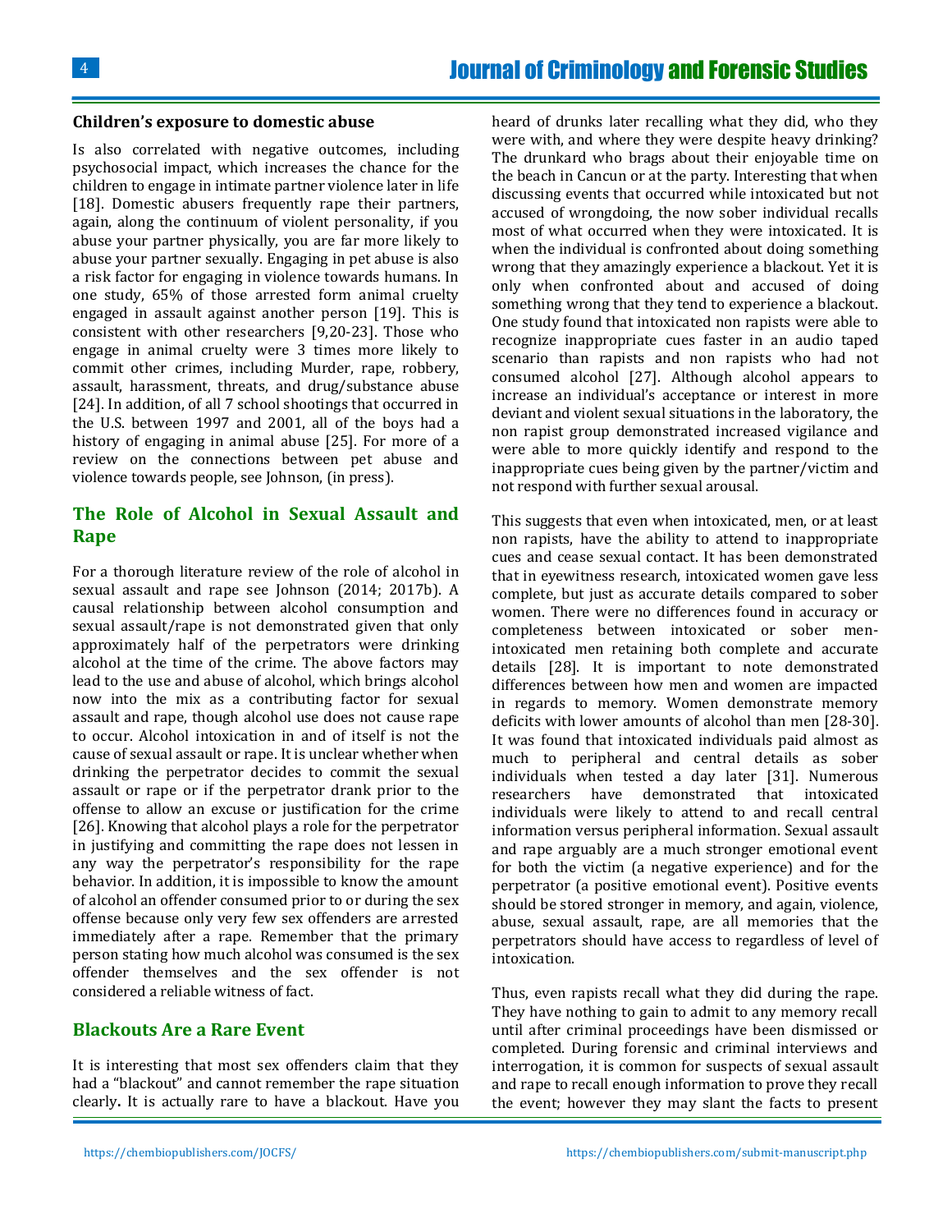**Children's exposure to domestic abuse**

Is also correlated with negative outcomes, including psychosocial impact, which increases the chance for the children to engage in intimate partner violence later in life [18]. Domestic abusers frequently rape their partners, again, along the continuum of violent personality, if you abuse your partner physically, you are far more likely to abuse your partner sexually. Engaging in pet abuse is also a risk factor for engaging in violence towards humans. In one study, 65% of those arrested form animal cruelty engaged in assault against another person [19]. This is consistent with other researchers [9,20-23]. Those who engage in animal cruelty were 3 times more likely to commit other crimes, including Murder, rape, robbery, assault, harassment, threats, and drug/substance abuse [24]. In addition, of all 7 school shootings that occurred in the U.S. between 1997 and 2001, all of the boys had a history of engaging in animal abuse [25]. For more of a review on the connections between pet abuse and violence towards people, see Johnson, (in press).

## The Role of Alcohol in Sexual Assault and Rape

For a thorough literature review of the role of alcohol in sexual assault and rape see Johnson (2014; 2017b). A causal relationship between alcohol consumption and sexual assault/rape is not demonstrated given that only approximately half of the perpetrators were drinking alcohol at the time of the crime. The above factors may lead to the use and abuse of alcohol, which brings alcohol now into the mix as a contributing factor for sexual assault and rape, though alcohol use does not cause rape to occur. Alcohol intoxication in and of itself is not the cause of sexual assault or rape. It is unclear whether when drinking the perpetrator decides to commit the sexual assault or rape or if the perpetrator drank prior to the offense to allow an excuse or justification for the crime [26]. Knowing that alcohol plays a role for the perpetrator in justifying and committing the rape does not lessen in any way the perpetrator's responsibility for the rape behavior. In addition, it is impossible to know the amount of alcohol an offender consumed prior to or during the sex offense because only very few sex offenders are arrested immediately after a rape. Remember that the primary person stating how much alcohol was consumed is the sex offender themselves and the sex offender is not considered a reliable witness of fact.

## Blackouts Are a Rare Event

It is interesting that most sex offenders claim that they had a "blackout" and cannot remember the rape situation clearly**.** It is actually rare to have a blackout. Have you heard of drunks later recalling what they did, who they were with, and where they were despite heavy drinking? The drunkard who brags about their enjoyable time on the beach in Cancun or at the party. Interesting that when discussing events that occurred while intoxicated but not accused of wrongdoing, the now sober individual recalls most of what occurred when they were intoxicated. It is when the individual is confronted about doing something wrong that they amazingly experience a blackout. Yet it is only when confronted about and accused of doing something wrong that they tend to experience a blackout. One study found that intoxicated non rapists were able to recognize inappropriate cues faster in an audio taped scenario than rapists and non rapists who had not consumed alcohol [27]. Although alcohol appears to increase an individual's acceptance or interest in more deviant and violent sexual situations in the laboratory, the non rapist group demonstrated increased vigilance and were able to more quickly identify and respond to the inappropriate cues being given by the partner/victim and not respond with further sexual arousal.

This suggests that even when intoxicated, men, or at least non rapists, have the ability to attend to inappropriate cues and cease sexual contact. It has been demonstrated that in eyewitness research, intoxicated women gave less complete, but just as accurate details compared to sober women. There were no differences found in accuracy or completeness between intoxicated or sober men-intoxicated men retaining both complete and accurate details [28]. It is important to note demonstrated differences between how men and women are impacted in regards to memory. Women demonstrate memory deficits with lower amounts of alcohol than men [28-30]. It was found that intoxicated individuals paid almost as much to peripheral and central details as sober individuals when tested a day later [31]. Numerous researchers have demonstrated that intoxicated individuals were likely to attend to and recall central information versus peripheral information. Sexual assault and rape arguably are a much stronger emotional event for both the victim (a negative experience) and for the perpetrator (a positive emotional event). Positive events should be stored stronger in memory, and again, violence, abuse, sexual assault, rape, are all memories that the perpetrators should have access to regardless of level of intoxication.

Thus, even rapists recall what they did during the rape. They have nothing to gain to admit to any memory recall until after criminal proceedings have been dismissed or completed. During forensic and criminal interviews and interrogation, it is common for suspects of sexual assault and rape to recall enough information to prove they recall the event; however they may slant the facts to present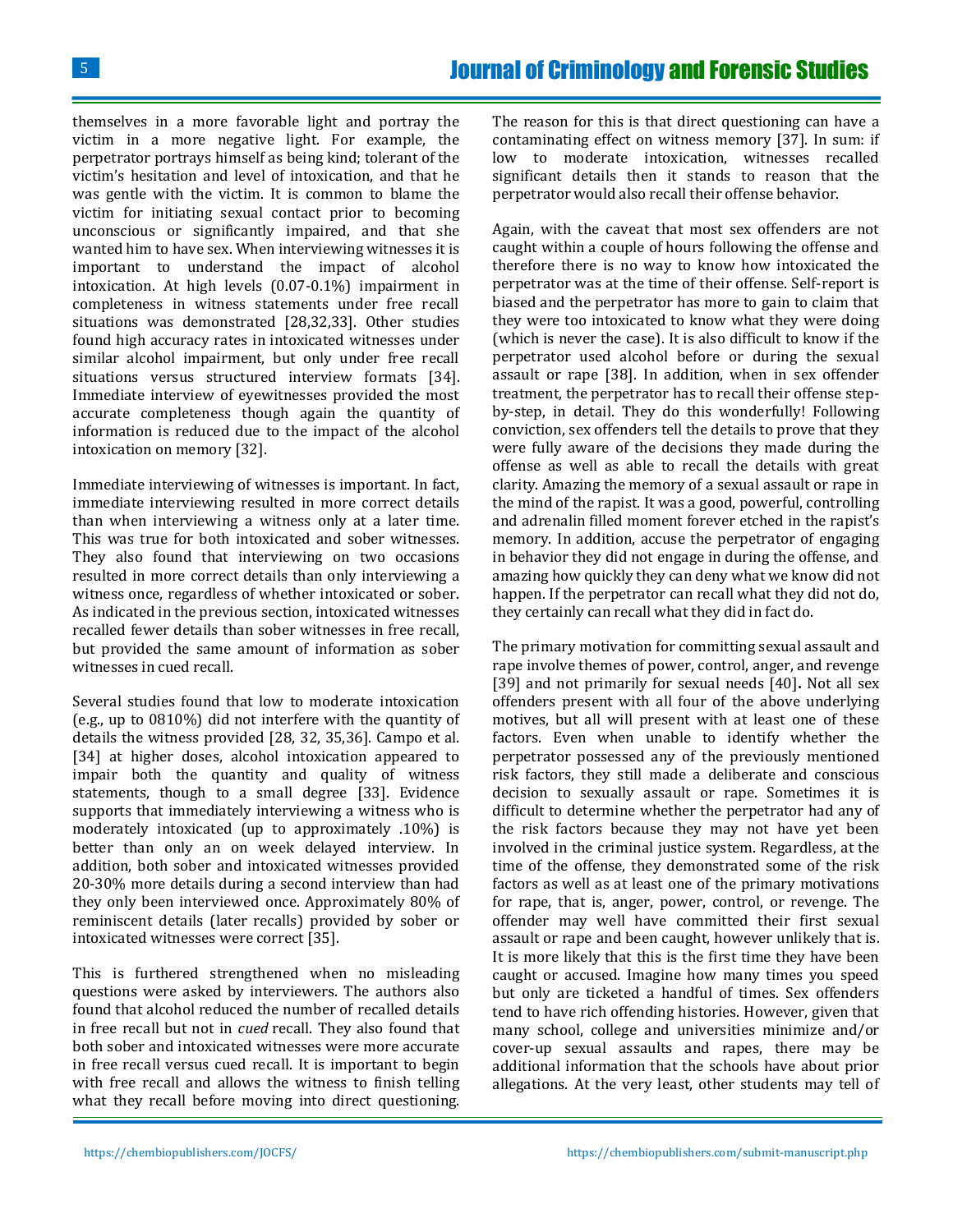themselves in a more favorable light and portray the victim in a more negative light. For example, the perpetrator portrays himself as being kind; tolerant of the victim's hesitation and level of intoxication, and that he was gentle with the victim. It is common to blame the victim for initiating sexual contact prior to becoming unconscious or significantly impaired, and that she wanted him to have sex. When interviewing witnesses it is important to understand the impact of alcohol intoxication. At high levels (0.07-0.1%) impairment in completeness in witness statements under free recall situations was demonstrated [28,32,33]. Other studies found high accuracy rates in intoxicated witnesses under similar alcohol impairment, but only under free recall situations versus structured interview formats [34]. Immediate interview of eyewitnesses provided the most accurate completeness though again the quantity of information is reduced due to the impact of the alcohol intoxication on memory [32].

Immediate interviewing of witnesses is important. In fact, immediate interviewing resulted in more correct details than when interviewing a witness only at a later time. This was true for both intoxicated and sober witnesses. They also found that interviewing on two occasions resulted in more correct details than only interviewing a witness once, regardless of whether intoxicated or sober. As indicated in the previous section, intoxicated witnesses recalled fewer details than sober witnesses in free recall, but provided the same amount of information as sober witnesses in cued recall.

Several studies found that low to moderate intoxication (e.g., up to 0810%) did not interfere with the quantity of details the witness provided [28, 32, 35,36]. Campo et al. [34] at higher doses, alcohol intoxication appeared to impair both the quantity and quality of witness statements, though to a small degree [33]. Evidence supports that immediately interviewing a witness who is moderately intoxicated (up to approximately .10%) is better than only an on week delayed interview. In addition, both sober and intoxicated witnesses provided 20-30% more details during a second interview than had they only been interviewed once. Approximately 80% of reminiscent details (later recalls) provided by sober or intoxicated witnesses were correct [35].

This is furthered strengthened when no misleading questions were asked by interviewers. The authors also found that alcohol reduced the number of recalled details in free recall but not in *cued* recall. They also found that both sober and intoxicated witnesses were more accurate in free recall versus cued recall. It is important to begin with free recall and allows the witness to finish telling what they recall before moving into direct questioning. The reason for this is that direct questioning can have a contaminating effect on witness memory [37]. In sum: if low to moderate intoxication, witnesses recalled significant details then it stands to reason that the perpetrator would also recall their offense behavior.

Again, with the caveat that most sex offenders are not caught within a couple of hours following the offense and therefore there is no way to know how intoxicated the perpetrator was at the time of their offense. Self-report is biased and the perpetrator has more to gain to claim that they were too intoxicated to know what they were doing (which is never the case). It is also difficult to know if the perpetrator used alcohol before or during the sexual assault or rape [38]. In addition, when in sex offender treatment, the perpetrator has to recall their offense step-by-step, in detail. They do this wonderfully! Following conviction, sex offenders tell the details to prove that they were fully aware of the decisions they made during the offense as well as able to recall the details with great clarity. Amazing the memory of a sexual assault or rape in the mind of the rapist. It was a good, powerful, controlling and adrenalin filled moment forever etched in the rapist's memory. In addition, accuse the perpetrator of engaging in behavior they did not engage in during the offense, and amazing how quickly they can deny what we know did not happen. If the perpetrator can recall what they did not do, they certainly can recall what they did in fact do.

The primary motivation for committing sexual assault and rape involve themes of power, control, anger, and revenge [39] and not primarily for sexual needs [40]**.** Not all sex offenders present with all four of the above underlying motives, but all will present with at least one of these factors. Even when unable to identify whether the perpetrator possessed any of the previously mentioned risk factors, they still made a deliberate and conscious decision to sexually assault or rape. Sometimes it is difficult to determine whether the perpetrator had any of the risk factors because they may not have yet been involved in the criminal justice system. Regardless, at the time of the offense, they demonstrated some of the risk factors as well as at least one of the primary motivations for rape, that is, anger, power, control, or revenge. The offender may well have committed their first sexual assault or rape and been caught, however unlikely that is. It is more likely that this is the first time they have been caught or accused. Imagine how many times you speed but only are ticketed a handful of times. Sex offenders tend to have rich offending histories. However, given that many school, college and universities minimize and/or cover-up sexual assaults and rapes, there may be additional information that the schools have about prior allegations. At the very least, other students may tell of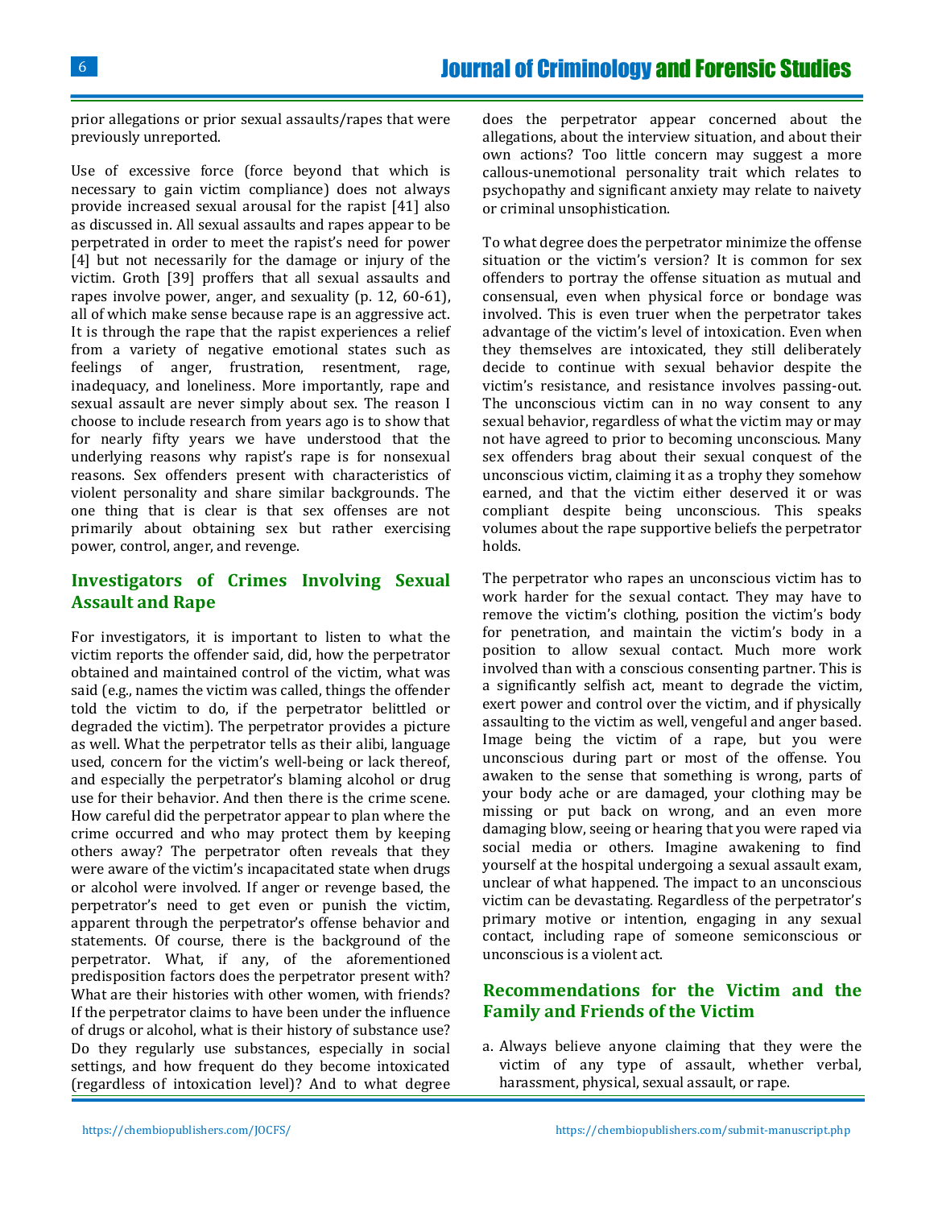prior allegations or prior sexual assaults/rapes that were previously unreported.

Use of excessive force (force beyond that which is necessary to gain victim compliance) does not always provide increased sexual arousal for the rapist [41] also as discussed in. All sexual assaults and rapes appear to be perpetrated in order to meet the rapist's need for power [4] but not necessarily for the damage or injury of the victim. Groth [39] proffers that all sexual assaults and rapes involve power, anger, and sexuality (p. 12, 60-61), all of which make sense because rape is an aggressive act. It is through the rape that the rapist experiences a relief from a variety of negative emotional states such as feelings of anger, frustration, resentment, rage, inadequacy, and loneliness. More importantly, rape and sexual assault are never simply about sex. The reason I choose to include research from years ago is to show that for nearly fifty years we have understood that the underlying reasons why rapist's rape is for nonsexual reasons. Sex offenders present with characteristics of violent personality and share similar backgrounds. The one thing that is clear is that sex offenses are not primarily about obtaining sex but rather exercising power, control, anger, and revenge.

## Investigators of Crimes Involving Sexual Assault and Rape

For investigators, it is important to listen to what the victim reports the offender said, did, how the perpetrator obtained and maintained control of the victim, what was said (e.g., names the victim was called, things the offender told the victim to do, if the perpetrator belittled or degraded the victim). The perpetrator provides a picture as well. What the perpetrator tells as their alibi, language used, concern for the victim's well-being or lack thereof, and especially the perpetrator's blaming alcohol or drug use for their behavior. And then there is the crime scene. How careful did the perpetrator appear to plan where the crime occurred and who may protect them by keeping others away? The perpetrator often reveals that they were aware of the victim's incapacitated state when drugs or alcohol were involved. If anger or revenge based, the perpetrator's need to get even or punish the victim, apparent through the perpetrator's offense behavior and statements. Of course, there is the background of the perpetrator. What, if any, of the aforementioned predisposition factors does the perpetrator present with? What are their histories with other women, with friends? If the perpetrator claims to have been under the influence of drugs or alcohol, what is their history of substance use? Do they regularly use substances, especially in social settings, and how frequent do they become intoxicated (regardless of intoxication level)? And to what degree does the perpetrator appear concerned about the allegations, about the interview situation, and about their own actions? Too little concern may suggest a more callous-unemotional personality trait which relates to psychopathy and significant anxiety may relate to naivety or criminal unsophistication.

To what degree does the perpetrator minimize the offense situation or the victim's version? It is common for sex offenders to portray the offense situation as mutual and consensual, even when physical force or bondage was involved. This is even truer when the perpetrator takes advantage of the victim's level of intoxication. Even when they themselves are intoxicated, they still deliberately decide to continue with sexual behavior despite the victim's resistance, and resistance involves passing-out. The unconscious victim can in no way consent to any sexual behavior, regardless of what the victim may or may not have agreed to prior to becoming unconscious. Many sex offenders brag about their sexual conquest of the unconscious victim, claiming it as a trophy they somehow earned, and that the victim either deserved it or was compliant despite being unconscious. This speaks volumes about the rape supportive beliefs the perpetrator holds.

The perpetrator who rapes an unconscious victim has to work harder for the sexual contact. They may have to remove the victim's clothing, position the victim's body for penetration, and maintain the victim's body in a position to allow sexual contact. Much more work involved than with a conscious consenting partner. This is a significantly selfish act, meant to degrade the victim, exert power and control over the victim, and if physically assaulting to the victim as well, vengeful and anger based. Image being the victim of a rape, but you were unconscious during part or most of the offense. You awaken to the sense that something is wrong, parts of your body ache or are damaged, your clothing may be missing or put back on wrong, and an even more damaging blow, seeing or hearing that you were raped via social media or others. Imagine awakening to find yourself at the hospital undergoing a sexual assault exam, unclear of what happened. The impact to an unconscious victim can be devastating. Regardless of the perpetrator's primary motive or intention, engaging in any sexual contact, including rape of someone semiconscious or unconscious is a violent act.

## Recommendations for the Victim and the Family and Friends of the Victim

a. Always believe anyone claiming that they were the victim of any type of assault, whether verbal, harassment, physical, sexual assault, or rape.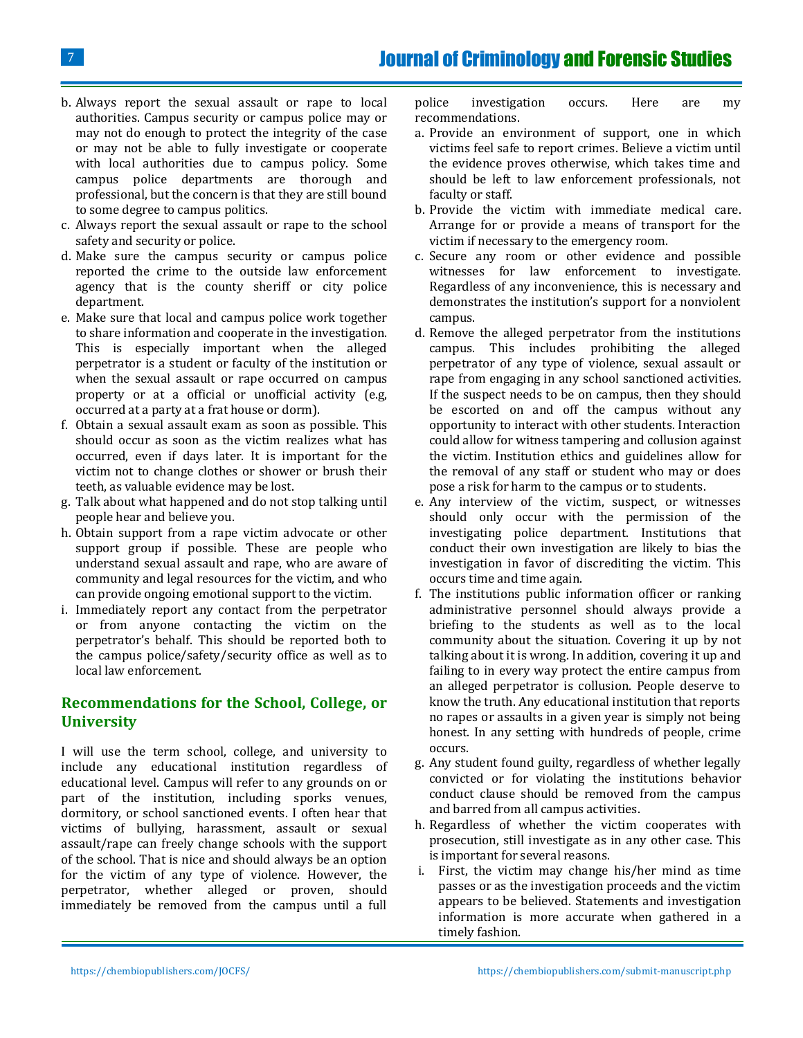b. Always report the sexual assault or rape to local authorities. Campus security or campus police may or may not do enough to protect the integrity of the case or may not be able to fully investigate or cooperate with local authorities due to campus policy. Some campus police departments are thorough and professional, but the concern is that they are still bound to some degree to campus politics.
c. Always report the sexual assault or rape to the school safety and security or police.
d. Make sure the campus security or campus police reported the crime to the outside law enforcement agency that is the county sheriff or city police department.
e. Make sure that local and campus police work together to share information and cooperate in the investigation. This is especially important when the alleged perpetrator is a student or faculty of the institution or when the sexual assault or rape occurred on campus property or at a official or unofficial activity (e.g, occurred at a party at a frat house or dorm).
f. Obtain a sexual assault exam as soon as possible. This should occur as soon as the victim realizes what has occurred, even if days later. It is important for the victim not to change clothes or shower or brush their teeth, as valuable evidence may be lost.
g. Talk about what happened and do not stop talking until people hear and believe you.
h. Obtain support from a rape victim advocate or other support group if possible. These are people who understand sexual assault and rape, who are aware of community and legal resources for the victim, and who can provide ongoing emotional support to the victim.
i. Immediately report any contact from the perpetrator or from anyone contacting the victim on the perpetrator's behalf. This should be reported both to the campus police/safety/security office as well as to local law enforcement.

## Recommendations for the School, College, or University

I will use the term school, college, and university to include any educational institution regardless of educational level. Campus will refer to any grounds on or part of the institution, including sporks venues, dormitory, or school sanctioned events. I often hear that victims of bullying, harassment, assault or sexual assault/rape can freely change schools with the support of the school. That is nice and should always be an option for the victim of any type of violence. However, the perpetrator, whether alleged or proven, should immediately be removed from the campus until a full police investigation occurs. Here are my recommendations.

a. Provide an environment of support, one in which victims feel safe to report crimes. Believe a victim until the evidence proves otherwise, which takes time and should be left to law enforcement professionals, not faculty or staff.
b. Provide the victim with immediate medical care. Arrange for or provide a means of transport for the victim if necessary to the emergency room.
c. Secure any room or other evidence and possible witnesses for law enforcement to investigate. Regardless of any inconvenience, this is necessary and demonstrates the institution's support for a nonviolent campus.
d. Remove the alleged perpetrator from the institutions campus. This includes prohibiting the alleged perpetrator of any type of violence, sexual assault or rape from engaging in any school sanctioned activities. If the suspect needs to be on campus, then they should be escorted on and off the campus without any opportunity to interact with other students. Interaction could allow for witness tampering and collusion against the victim. Institution ethics and guidelines allow for the removal of any staff or student who may or does pose a risk for harm to the campus or to students.
e. Any interview of the victim, suspect, or witnesses should only occur with the permission of the investigating police department. Institutions that conduct their own investigation are likely to bias the investigation in favor of discrediting the victim. This occurs time and time again.
f. The institutions public information officer or ranking administrative personnel should always provide a briefing to the students as well as to the local community about the situation. Covering it up by not talking about it is wrong. In addition, covering it up and failing to in every way protect the entire campus from an alleged perpetrator is collusion. People deserve to know the truth. Any educational institution that reports no rapes or assaults in a given year is simply not being honest. In any setting with hundreds of people, crime occurs.
g. Any student found guilty, regardless of whether legally convicted or for violating the institutions behavior conduct clause should be removed from the campus and barred from all campus activities.
h. Regardless of whether the victim cooperates with prosecution, still investigate as in any other case. This is important for several reasons.
   i. First, the victim may change his/her mind as time passes or as the investigation proceeds and the victim appears to be believed. Statements and investigation information is more accurate when gathered in a timely fashion.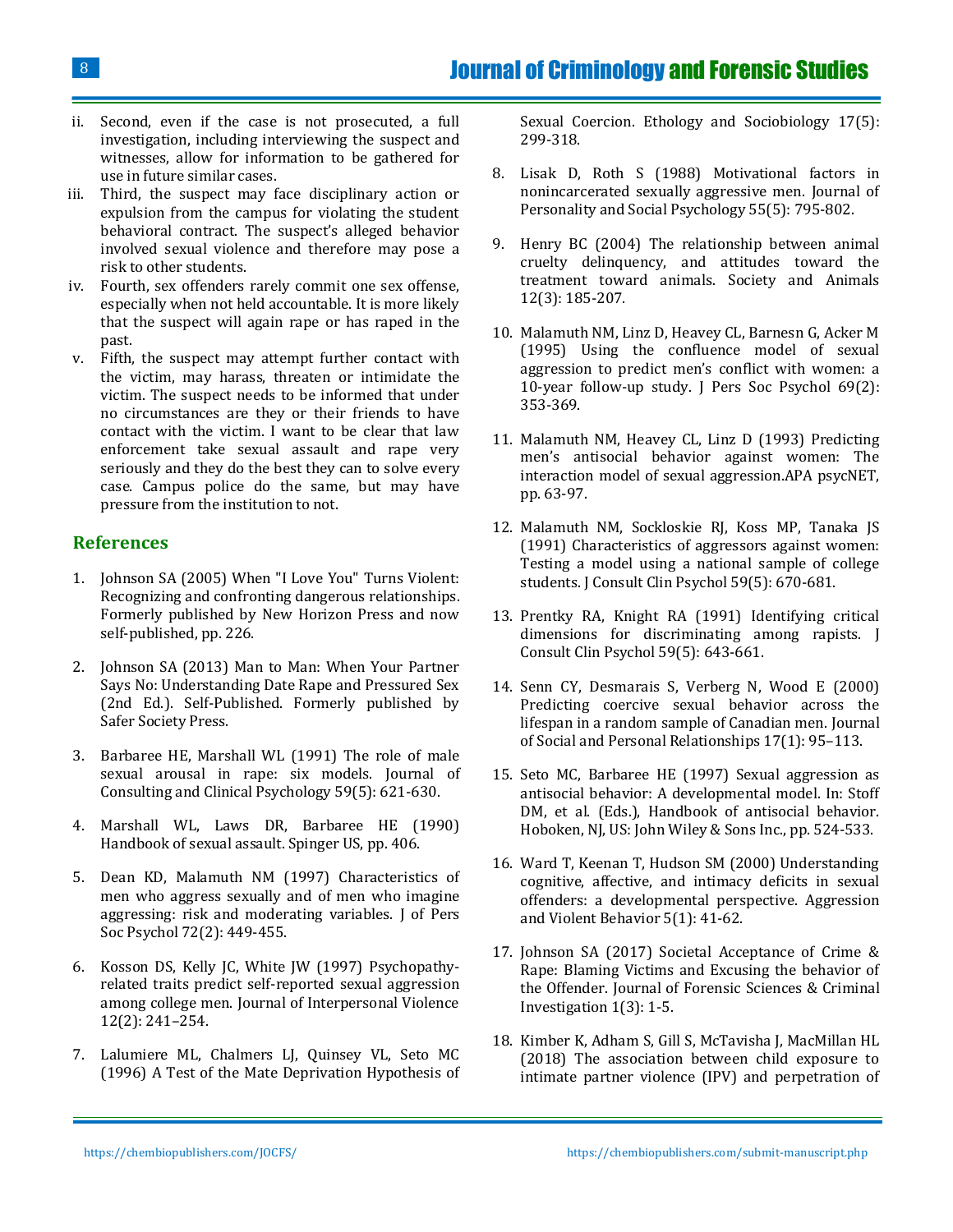ii. Second, even if the case is not prosecuted, a full investigation, including interviewing the suspect and witnesses, allow for information to be gathered for use in future similar cases.
iii. Third, the suspect may face disciplinary action or expulsion from the campus for violating the student behavioral contract. The suspect's alleged behavior involved sexual violence and therefore may pose a risk to other students.
iv. Fourth, sex offenders rarely commit one sex offense, especially when not held accountable. It is more likely that the suspect will again rape or has raped in the past.
v. Fifth, the suspect may attempt further contact with the victim, may harass, threaten or intimidate the victim. The suspect needs to be informed that under no circumstances are they or their friends to have contact with the victim. I want to be clear that law enforcement take sexual assault and rape very seriously and they do the best they can to solve every case. Campus police do the same, but may have pressure from the institution to not.

## References

1. Johnson SA (2005) When "I Love You" Turns Violent: Recognizing and confronting dangerous relationships. Formerly published by New Horizon Press and now self-published, pp. 226.
2. Johnson SA (2013) Man to Man: When Your Partner Says No: Understanding Date Rape and Pressured Sex (2nd Ed.). Self-Published. Formerly published by Safer Society Press.
3. Barbaree HE, Marshall WL (1991) The role of male sexual arousal in rape: six models. Journal of Consulting and Clinical Psychology 59(5): 621-630.
4. Marshall WL, Laws DR, Barbaree HE (1990) Handbook of sexual assault. Spinger US, pp. 406.
5. Dean KD, Malamuth NM (1997) Characteristics of men who aggress sexually and of men who imagine aggressing: risk and moderating variables. J of Pers Soc Psychol 72(2): 449-455.
6. Kosson DS, Kelly JC, White JW (1997) Psychopathy-related traits predict self-reported sexual aggression among college men. Journal of Interpersonal Violence 12(2): 241–254.
7. Lalumiere ML, Chalmers LJ, Quinsey VL, Seto MC (1996) A Test of the Mate Deprivation Hypothesis of Sexual Coercion. Ethology and Sociobiology 17(5): 299-318.
8. Lisak D, Roth S (1988) Motivational factors in nonincarcerated sexually aggressive men. Journal of Personality and Social Psychology 55(5): 795-802.
9. Henry BC (2004) The relationship between animal cruelty delinquency, and attitudes toward the treatment toward animals. Society and Animals 12(3): 185-207.
10. Malamuth NM, Linz D, Heavey CL, Barnesn G, Acker M (1995) Using the confluence model of sexual aggression to predict men's conflict with women: a 10-year follow-up study. J Pers Soc Psychol 69(2): 353-369.
11. Malamuth NM, Heavey CL, Linz D (1993) Predicting men's antisocial behavior against women: The interaction model of sexual aggression.APA psycNET, pp. 63-97.
12. Malamuth NM, Sockloskie RJ, Koss MP, Tanaka JS (1991) Characteristics of aggressors against women: Testing a model using a national sample of college students. J Consult Clin Psychol 59(5): 670-681.
13. Prentky RA, Knight RA (1991) Identifying critical dimensions for discriminating among rapists. J Consult Clin Psychol 59(5): 643-661.
14. Senn CY, Desmarais S, Verberg N, Wood E (2000) Predicting coercive sexual behavior across the lifespan in a random sample of Canadian men. Journal of Social and Personal Relationships 17(1): 95–113.
15. Seto MC, Barbaree HE (1997) Sexual aggression as antisocial behavior: A developmental model. In: Stoff DM, et al. (Eds.), Handbook of antisocial behavior. Hoboken, NJ, US: John Wiley & Sons Inc., pp. 524-533.
16. Ward T, Keenan T, Hudson SM (2000) Understanding cognitive, affective, and intimacy deficits in sexual offenders: a developmental perspective. Aggression and Violent Behavior 5(1): 41-62.
17. Johnson SA (2017) Societal Acceptance of Crime & Rape: Blaming Victims and Excusing the behavior of the Offender. Journal of Forensic Sciences & Criminal Investigation 1(3): 1-5.
18. Kimber K, Adham S, Gill S, McTavisha J, MacMillan HL (2018) The association between child exposure to intimate partner violence (IPV) and perpetration of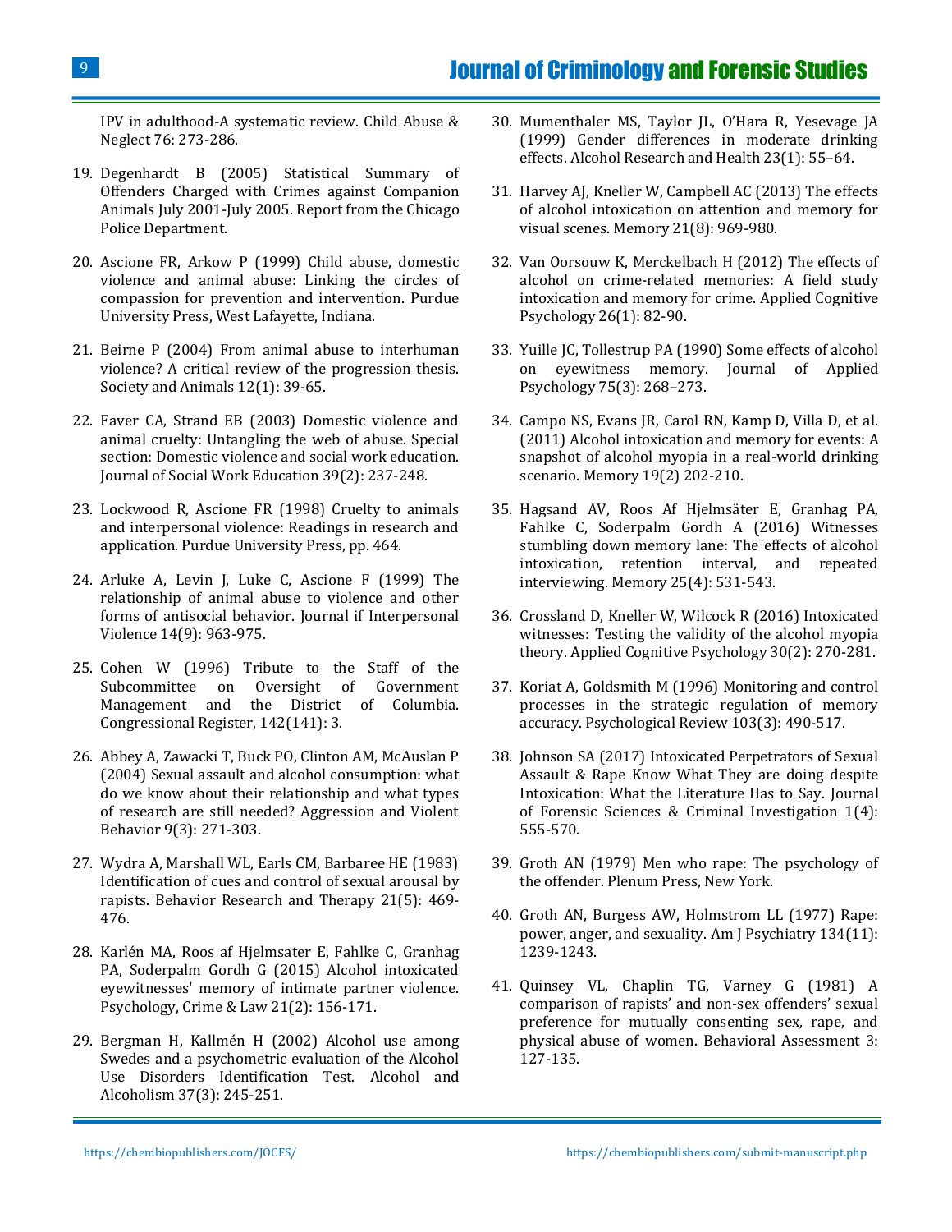IPV in adulthood-A systematic review. Child Abuse & Neglect 76: 273-286.

19. Degenhardt B (2005) Statistical Summary of Offenders Charged with Crimes against Companion Animals July 2001-July 2005. Report from the Chicago Police Department.

20. Ascione FR, Arkow P (1999) Child abuse, domestic violence and animal abuse: Linking the circles of compassion for prevention and intervention. Purdue University Press, West Lafayette, Indiana.

21. Beirne P (2004) From animal abuse to interhuman violence? A critical review of the progression thesis. Society and Animals 12(1): 39-65.

22. Faver CA, Strand EB (2003) Domestic violence and animal cruelty: Untangling the web of abuse. Special section: Domestic violence and social work education. Journal of Social Work Education 39(2): 237-248.

23. Lockwood R, Ascione FR (1998) Cruelty to animals and interpersonal violence: Readings in research and application. Purdue University Press, pp. 464.

24. Arluke A, Levin J, Luke C, Ascione F (1999) The relationship of animal abuse to violence and other forms of antisocial behavior. Journal if Interpersonal Violence 14(9): 963-975.

25. Cohen W (1996) Tribute to the Staff of the Subcommittee on Oversight of Government Management and the District of Columbia. Congressional Register, 142(141): 3.

26. Abbey A, Zawacki T, Buck PO, Clinton AM, McAuslan P (2004) Sexual assault and alcohol consumption: what do we know about their relationship and what types of research are still needed? Aggression and Violent Behavior 9(3): 271-303.

27. Wydra A, Marshall WL, Earls CM, Barbaree HE (1983) Identification of cues and control of sexual arousal by rapists. Behavior Research and Therapy 21(5): 469-476.

28. Karlén MA, Roos af Hjelmsater E, Fahlke C, Granhag PA, Soderpalm Gordh G (2015) Alcohol intoxicated eyewitnesses' memory of intimate partner violence. Psychology, Crime & Law 21(2): 156-171.

29. Bergman H, Kallmén H (2002) Alcohol use among Swedes and a psychometric evaluation of the Alcohol Use Disorders Identification Test. Alcohol and Alcoholism 37(3): 245-251.

30. Mumenthaler MS, Taylor JL, O'Hara R, Yesevage JA (1999) Gender differences in moderate drinking effects. Alcohol Research and Health 23(1): 55–64.

31. Harvey AJ, Kneller W, Campbell AC (2013) The effects of alcohol intoxication on attention and memory for visual scenes. Memory 21(8): 969-980.

32. Van Oorsouw K, Merckelbach H (2012) The effects of alcohol on crime-related memories: A field study intoxication and memory for crime. Applied Cognitive Psychology 26(1): 82-90.

33. Yuille JC, Tollestrup PA (1990) Some effects of alcohol on eyewitness memory. Journal of Applied Psychology 75(3): 268–273.

34. Campo NS, Evans JR, Carol RN, Kamp D, Villa D, et al. (2011) Alcohol intoxication and memory for events: A snapshot of alcohol myopia in a real-world drinking scenario. Memory 19(2) 202-210.

35. Hagsand AV, Roos Af Hjelmsäter E, Granhag PA, Fahlke C, Soderpalm Gordh A (2016) Witnesses stumbling down memory lane: The effects of alcohol intoxication, retention interval, and repeated interviewing. Memory 25(4): 531-543.

36. Crossland D, Kneller W, Wilcock R (2016) Intoxicated witnesses: Testing the validity of the alcohol myopia theory. Applied Cognitive Psychology 30(2): 270-281.

37. Koriat A, Goldsmith M (1996) Monitoring and control processes in the strategic regulation of memory accuracy. Psychological Review 103(3): 490-517.

38. Johnson SA (2017) Intoxicated Perpetrators of Sexual Assault & Rape Know What They are doing despite Intoxication: What the Literature Has to Say. Journal of Forensic Sciences & Criminal Investigation 1(4): 555-570.

39. Groth AN (1979) Men who rape: The psychology of the offender. Plenum Press, New York.

40. Groth AN, Burgess AW, Holmstrom LL (1977) Rape: power, anger, and sexuality. Am J Psychiatry 134(11): 1239-1243.

41. Quinsey VL, Chaplin TG, Varney G (1981) A comparison of rapists' and non-sex offenders' sexual preference for mutually consenting sex, rape, and physical abuse of women. Behavioral Assessment 3: 127-135.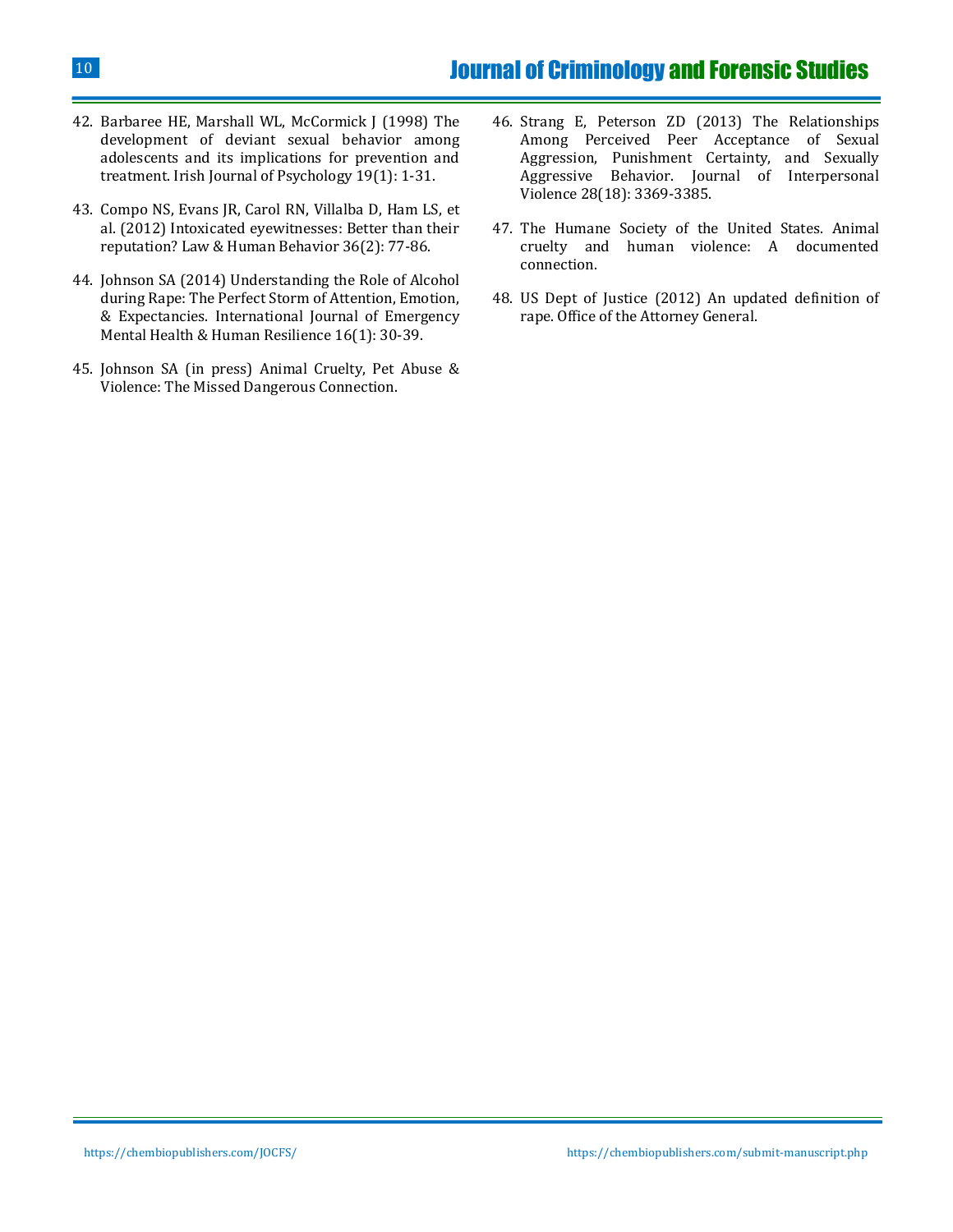42. Barbaree HE, Marshall WL, McCormick J (1998) The development of deviant sexual behavior among adolescents and its implications for prevention and treatment. Irish Journal of Psychology 19(1): 1-31.

43. Compo NS, Evans JR, Carol RN, Villalba D, Ham LS, et al. (2012) Intoxicated eyewitnesses: Better than their reputation? Law & Human Behavior 36(2): 77-86.

44. Johnson SA (2014) Understanding the Role of Alcohol during Rape: The Perfect Storm of Attention, Emotion, & Expectancies. International Journal of Emergency Mental Health & Human Resilience 16(1): 30-39.

45. Johnson SA (in press) Animal Cruelty, Pet Abuse & Violence: The Missed Dangerous Connection.

46. Strang E, Peterson ZD (2013) The Relationships Among Perceived Peer Acceptance of Sexual Aggression, Punishment Certainty, and Sexually Aggressive Behavior. Journal of Interpersonal Violence 28(18): 3369-3385.

47. The Humane Society of the United States. Animal cruelty and human violence: A documented connection.

48. US Dept of Justice (2012) An updated definition of rape. Office of the Attorney General.